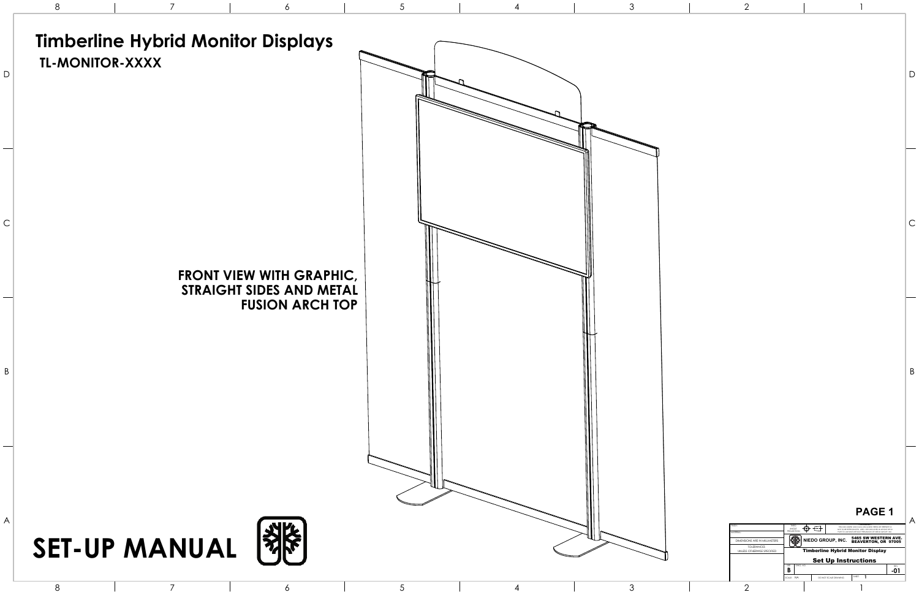# Timberline Hybrid Monitor Displays

## TL-MONITOR-XXXX

**FRONT VIEW WITH GRAPHIC, STRAIGHT SIDES AND METAL FUSION ARCH TOP**

# SET-UP MANUAL

**PAGE 1**

DIMENSIONS ARE IN MILLIMETERS

TOLERANCES UNLESS OTHERWISE SPECIFIED

NIEDO GROUP, INC. 5465 SW WESTERN AVE. BEAVERTON, OR 97005

Timberline Hybrid Monitor Display

Set Up Instructions

SIZE B

REV -01

SCALE: N/A

DO NOT SCALE DRAWING

SHEET 1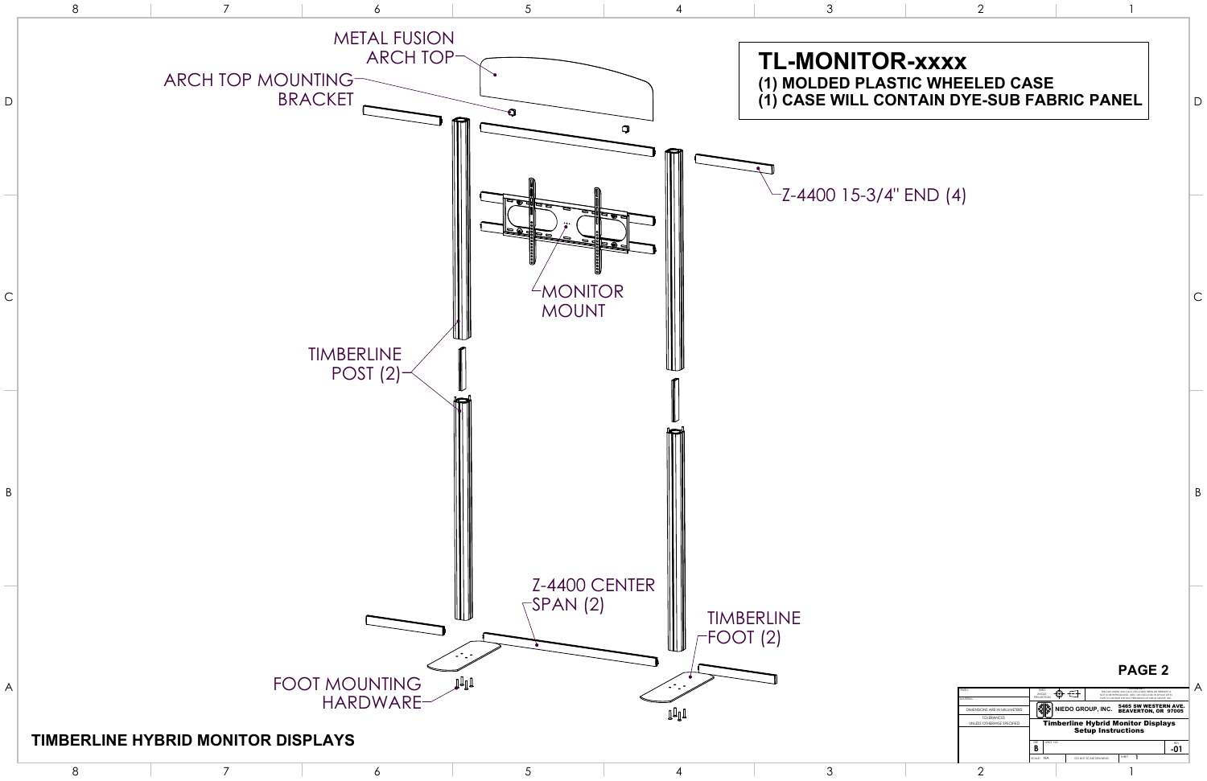# TL-MONITOR-xxxx

**(1) MOLDED PLASTIC WHEELED CASE**
**(1) CASE WILL CONTAIN DYE-SUB FABRIC PANEL**

METAL FUSION ARCH TOP

ARCH TOP MOUNTING BRACKET

Z-4400 15-3/4" END (4)

MONITOR MOUNT

TIMBERLINE POST (2)

Z-4400 CENTER SPAN (2)

TIMBERLINE FOOT (2)

FOOT MOUNTING HARDWARE

**PAGE 2**

**TIMBERLINE HYBRID MONITOR DISPLAYS**

NIEDO GROUP, INC. 5465 SW WESTERN AVE. BEAVERTON, OR 97005

**Timberline Hybrid Monitor Displays Setup Instructions**

DIMENSIONS ARE IN MILLIMETERS

TOLERANCES UNLESS OTHERWISE SPECIFIED

SIZE B

REV -01

SCALE: N/A

DO NOT SCALE DRAWING

SHEET 1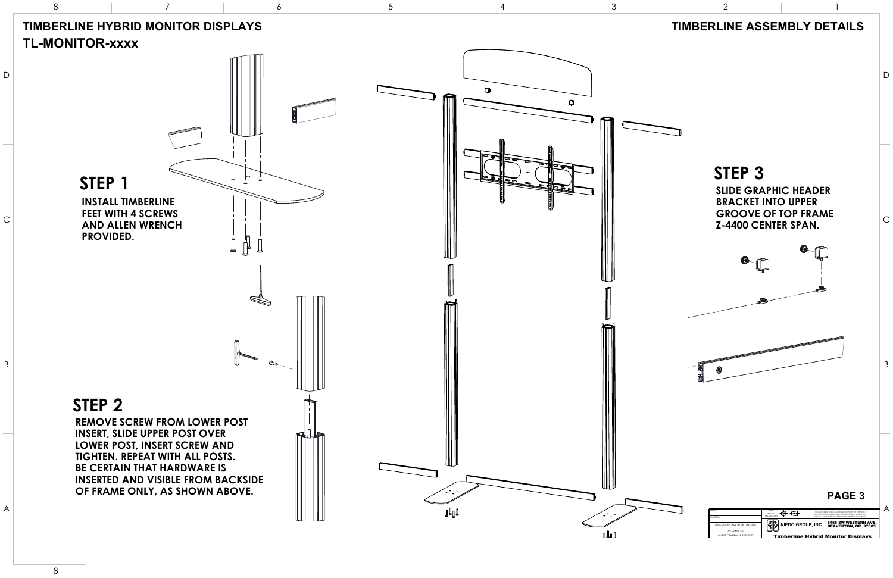# TIMBERLINE HYBRID MONITOR DISPLAYS

## TL-MONITOR-xxxx

## TIMBERLINE ASSEMBLY DETAILS

## STEP 1

**INSTALL TIMBERLINE FEET WITH 4 SCREWS AND ALLEN WRENCH PROVIDED.**

## STEP 2

**REMOVE SCREW FROM LOWER POST INSERT, SLIDE UPPER POST OVER LOWER POST, INSERT SCREW AND TIGHTEN. REPEAT WITH ALL POSTS. BE CERTAIN THAT HARDWARE IS INSERTED AND VISIBLE FROM BACKSIDE OF FRAME ONLY, AS SHOWN ABOVE.**

## STEP 3

**SLIDE GRAPHIC HEADER BRACKET INTO UPPER GROOVE OF TOP FRAME Z-4400 CENTER SPAN.**

**PAGE 3**

DIMENSIONS ARE IN MILLIMETERS

TOLERANCES: UNLESS OTHERWISE SPECIFIED

NIEDO GROUP, INC. 5465 SW WESTERN AVE. BEAVERTON, OR 97005

Timberline Hybrid Monitor Displays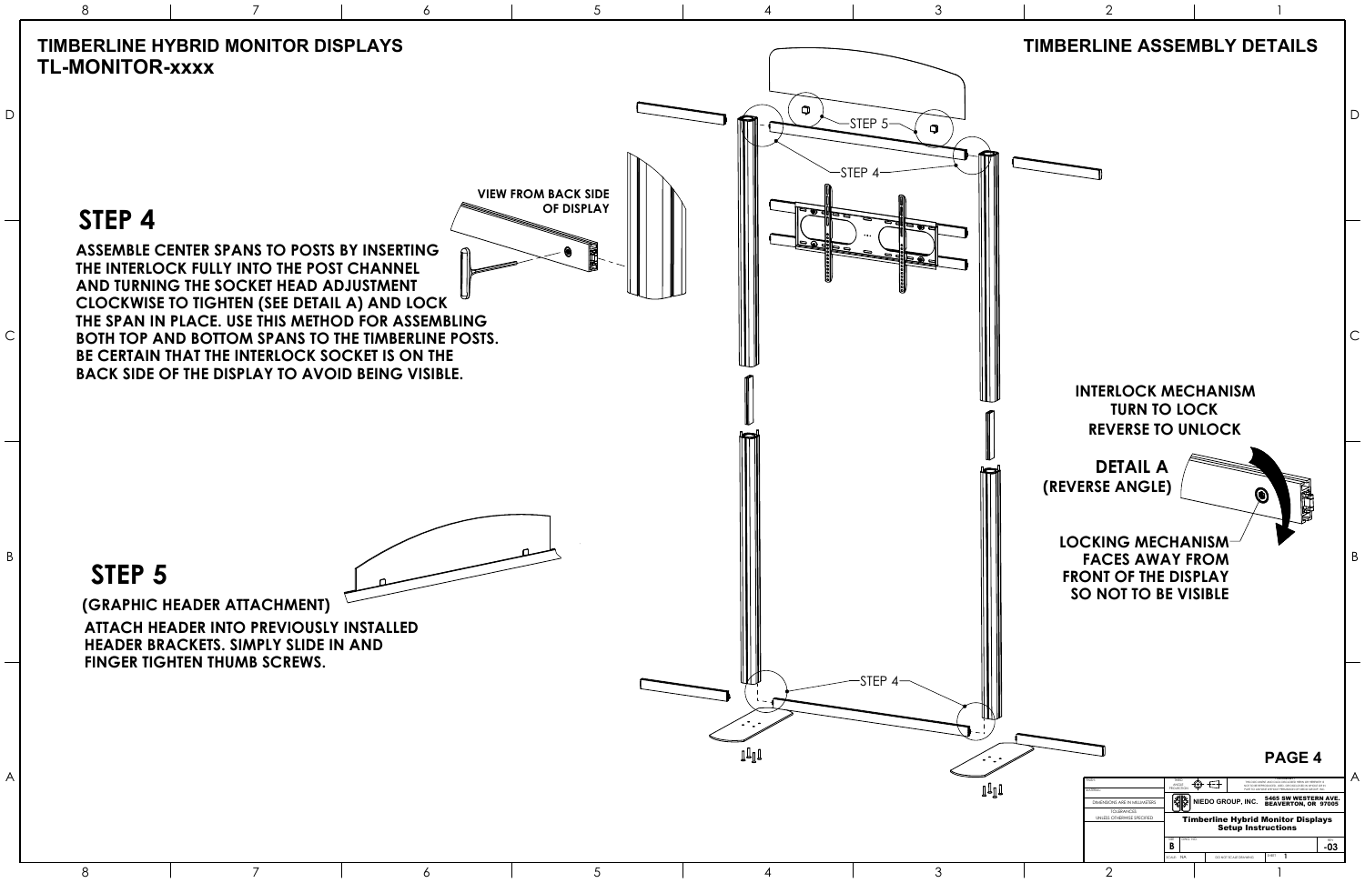# TIMBERLINE HYBRID MONITOR DISPLAYS
# TL-MONITOR-xxxx

# TIMBERLINE ASSEMBLY DETAILS

STEP 5

STEP 4

VIEW FROM BACK SIDE OF DISPLAY

## STEP 4

**ASSEMBLE CENTER SPANS TO POSTS BY INSERTING THE INTERLOCK FULLY INTO THE POST CHANNEL AND TURNING THE SOCKET HEAD ADJUSTMENT CLOCKWISE TO TIGHTEN (SEE DETAIL A) AND LOCK THE SPAN IN PLACE. USE THIS METHOD FOR ASSEMBLING BOTH TOP AND BOTTOM SPANS TO THE TIMBERLINE POSTS. BE CERTAIN THAT THE INTERLOCK SOCKET IS ON THE BACK SIDE OF THE DISPLAY TO AVOID BEING VISIBLE.**

**INTERLOCK MECHANISM**
**TURN TO LOCK**
**REVERSE TO UNLOCK**

**DETAIL A**
**(REVERSE ANGLE)**

**LOCKING MECHANISM FACES AWAY FROM FRONT OF THE DISPLAY SO NOT TO BE VISIBLE**

## STEP 5

**(GRAPHIC HEADER ATTACHMENT)**

**ATTACH HEADER INTO PREVIOUSLY INSTALLED HEADER BRACKETS. SIMPLY SLIDE IN AND FINGER TIGHTEN THUMB SCREWS.**

STEP 4

**PAGE 4**

DIMENSIONS ARE IN MILLIMETERS
TOLERANCES UNLESS OTHERWISE SPECIFIED

NIEDO GROUP, INC. 5465 SW WESTERN AVE. BEAVERTON, OR 97005

Timberline Hybrid Monitor Displays Setup Instructions

SIZE B REV -03

SCALE: N/A DO NOT SCALE DRAWING SHEET 1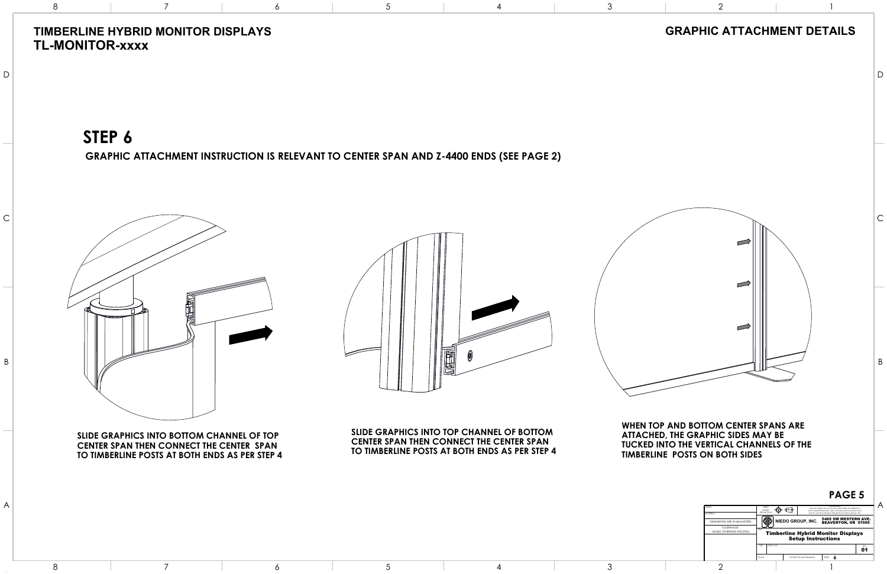# TIMBERLINE HYBRID MONITOR DISPLAYS
# TL-MONITOR-xxxx

## GRAPHIC ATTACHMENT DETAILS

## STEP 6

**GRAPHIC ATTACHMENT INSTRUCTION IS RELEVANT TO CENTER SPAN AND Z-4400 ENDS (SEE PAGE 2)**

**SLIDE GRAPHICS INTO BOTTOM CHANNEL OF TOP CENTER SPAN THEN CONNECT THE CENTER SPAN TO TIMBERLINE POSTS AT BOTH ENDS AS PER STEP 4**

**SLIDE GRAPHICS INTO TOP CHANNEL OF BOTTOM CENTER SPAN THEN CONNECT THE CENTER SPAN TO TIMBERLINE POSTS AT BOTH ENDS AS PER STEP 4**

**WHEN TOP AND BOTTOM CENTER SPANS ARE ATTACHED, THE GRAPHIC SIDES MAY BE TUCKED INTO THE VERTICAL CHANNELS OF THE TIMBERLINE POSTS ON BOTH SIDES**

**PAGE 5**

| | |
|---|---|
| DIMENSIONS ARE IN MILLIMETERS | NIEDO GROUP, INC. 5465 SW WESTERN AVE. BEAVERTON, OR 97005 |
| TOLERANCES UNLESS OTHERWISE SPECIFIED | Timberline Hybrid Monitor Displays Setup Instructions |
| | REV 01 |
| DO NOT SCALE DRAWING | SHEET 6 |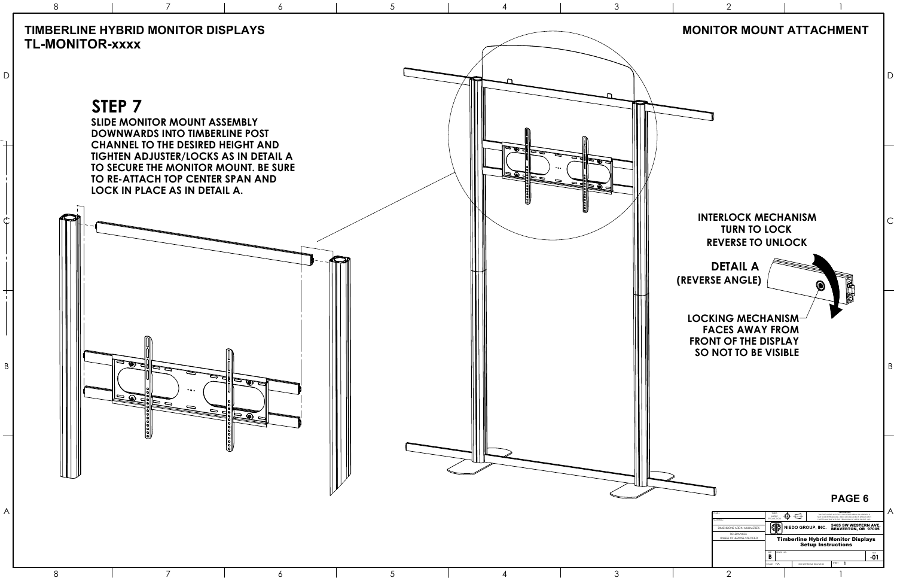# TIMBERLINE HYBRID MONITOR DISPLAYS
# TL-MONITOR-xxxx

## MONITOR MOUNT ATTACHMENT

## STEP 7

**SLIDE MONITOR MOUNT ASSEMBLY DOWNWARDS INTO TIMBERLINE POST CHANNEL TO THE DESIRED HEIGHT AND TIGHTEN ADJUSTER/LOCKS AS IN DETAIL A TO SECURE THE MONITOR MOUNT. BE SURE TO RE-ATTACH TOP CENTER SPAN AND LOCK IN PLACE AS IN DETAIL A.**

**INTERLOCK MECHANISM**
**TURN TO LOCK**
**REVERSE TO UNLOCK**

**DETAIL A**
**(REVERSE ANGLE)**

**LOCKING MECHANISM FACES AWAY FROM FRONT OF THE DISPLAY SO NOT TO BE VISIBLE**

| | |
|---|---|
| DIMENSIONS ARE IN MILLIMETERS | NIEDO GROUP, INC. 5465 SW WESTERN AVE. BEAVERTON, OR 97005 |
| TOLERANCES UNLESS OTHERWISE SPECIFIED | Timberline Hybrid Monitor Displays Setup Instructions |
| SIZE: B | REV: -01 |
| SCALE: NA | DO NOT SCALE DRAWING |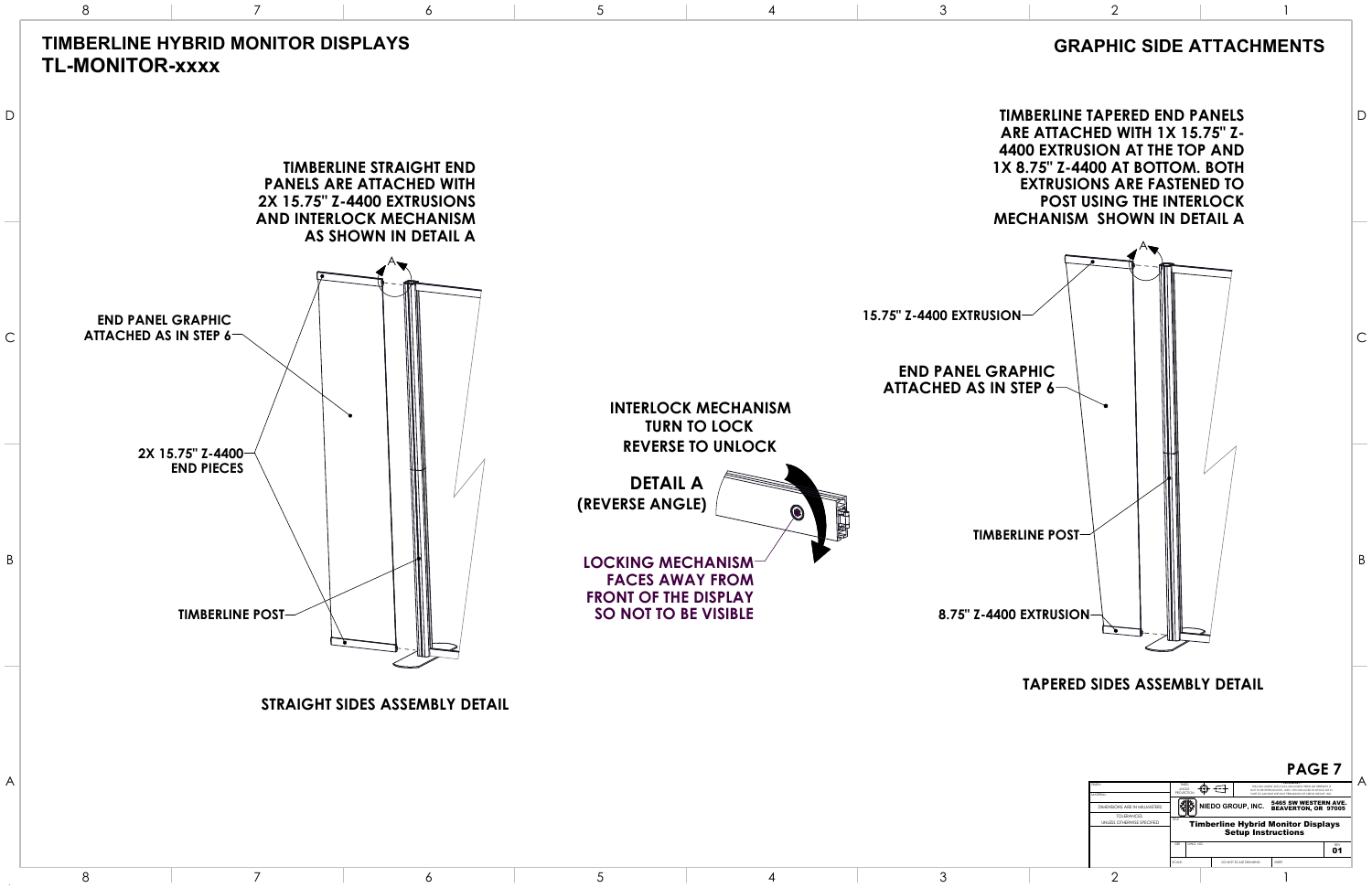# TIMBERLINE HYBRID MONITOR DISPLAYS
# TL-MONITOR-xxxx

## GRAPHIC SIDE ATTACHMENTS

**TIMBERLINE STRAIGHT END PANELS ARE ATTACHED WITH 2X 15.75" Z-4400 EXTRUSIONS AND INTERLOCK MECHANISM AS SHOWN IN DETAIL A**

END PANEL GRAPHIC ATTACHED AS IN STEP 6

2X 15.75" Z-4400 END PIECES

TIMBERLINE POST

**STRAIGHT SIDES ASSEMBLY DETAIL**

**INTERLOCK MECHANISM TURN TO LOCK REVERSE TO UNLOCK**

**DETAIL A (REVERSE ANGLE)**

**LOCKING MECHANISM FACES AWAY FROM FRONT OF THE DISPLAY SO NOT TO BE VISIBLE**

**TIMBERLINE TAPERED END PANELS ARE ATTACHED WITH 1X 15.75" Z-4400 EXTRUSION AT THE TOP AND 1X 8.75" Z-4400 AT BOTTOM. BOTH EXTRUSIONS ARE FASTENED TO POST USING THE INTERLOCK MECHANISM SHOWN IN DETAIL A**

15.75" Z-4400 EXTRUSION

END PANEL GRAPHIC ATTACHED AS IN STEP 6

TIMBERLINE POST

8.75" Z-4400 EXTRUSION

**TAPERED SIDES ASSEMBLY DETAIL**

| | | |
|---|---|---|
| DIMENSIONS ARE IN MILLIMETERS<br>TOLERANCES UNLESS OTHERWISE SPECIFIED | NIEDO GROUP, INC. | 5465 SW WESTERN AVE. BEAVERTON, OR 97005 |
| | Timberline Hybrid Monitor Displays Setup Instructions | REV 01 |
| | DO NOT SCALE DRAWING | |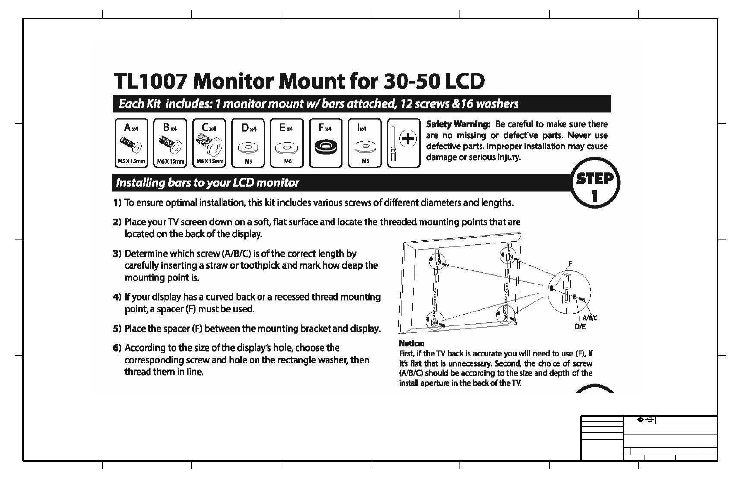# TL1007 Monitor Mount for 30-50 LCD

## *Each Kit includes: 1 monitor mount w/ bars attached, 12 screws &16 washers*

A x4 — M5 X 15mm
B x4 — M6 X 15mm
C x4 — M8 X 15mm
D x4 — M5
E x4 — M6
F x4
I x4 — M6

**Safety Warning:** Be careful to make sure there are no missing or defective parts. Never use defective parts. Improper installation may cause damage or serious injury.

## *Installing bars to your LCD monitor*

STEP 1

1) To ensure optimal installation, this kit includes various screws of different diameters and lengths.

2) Place your TV screen down on a soft, flat surface and locate the threaded mounting points that are located on the back of the display.

3) Determine which screw (A/B/C) is of the correct length by carefully inserting a straw or toothpick and mark how deep the mounting point is.

4) If your display has a curved back or a recessed thread mounting point, a spacer (F) must be used.

5) Place the spacer (F) between the mounting bracket and display.

6) According to the size of the display's hole, choose the corresponding screw and hole on the rectangle washer, then thread them in line.

F

A/B/C

D/E

**Notice:**
First, if the TV back is accurate you will need to use (F), if it's flat that is unnecessary. Second, the choice of screw (A/B/C) should be according to the size and depth of the install aperture in the back of the TV.